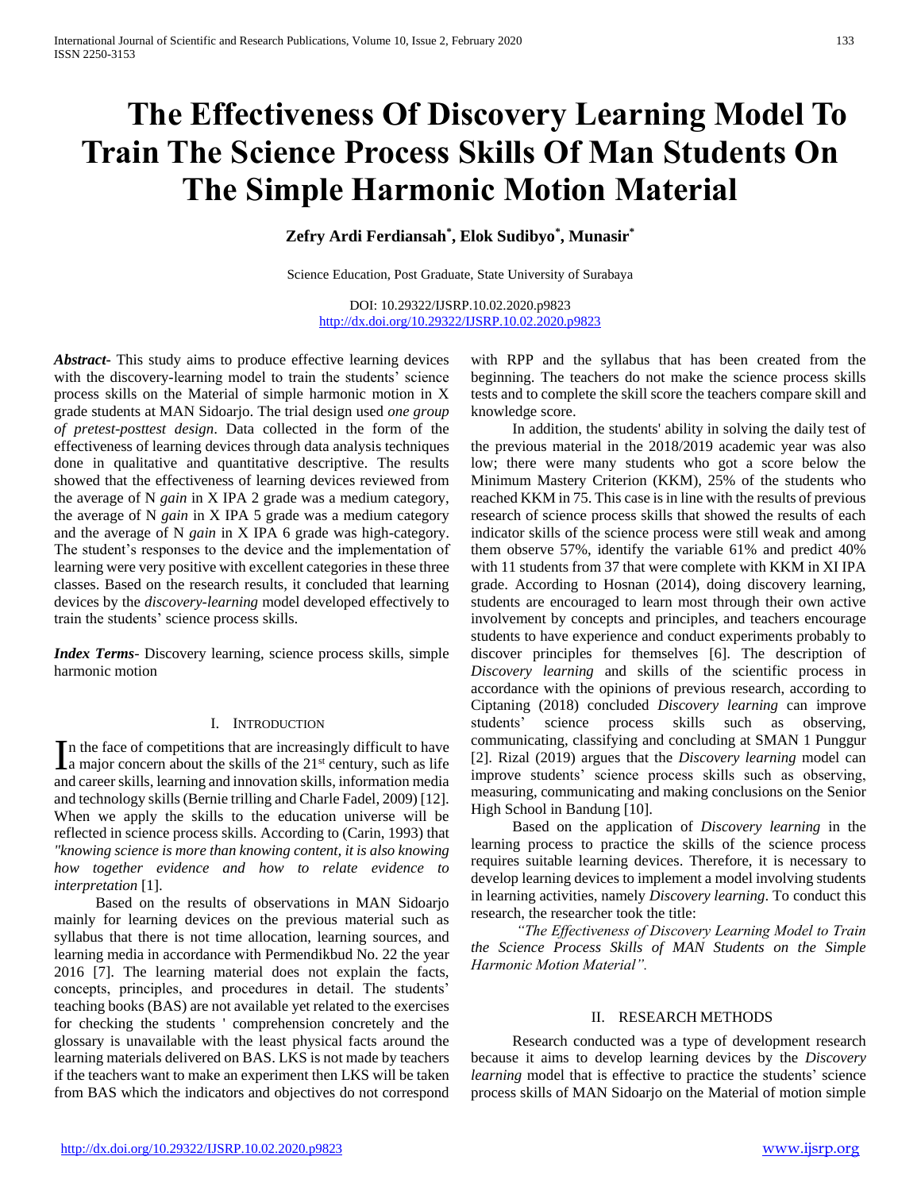# The Effectiveness Of Discovery Learning Model To Train The Science Process Skills Of Man Students On The Simple Harmonic Motion Material

**Zefry Ardi Ferdiansah*, Elok Sudibyo*, Munasir***

Science Education, Post Graduate, State University of Surabaya

DOI: 10.29322/IJSRP.10.02.2020.p9823
http://dx.doi.org/10.29322/IJSRP.10.02.2020.p9823

***Abstract*-** This study aims to produce effective learning devices with the discovery-learning model to train the students' science process skills on the Material of simple harmonic motion in X grade students at MAN Sidoarjo. The trial design used *one group of pretest-posttest design*. Data collected in the form of the effectiveness of learning devices through data analysis techniques done in qualitative and quantitative descriptive. The results showed that the effectiveness of learning devices reviewed from the average of N *gain* in X IPA 2 grade was a medium category, the average of N *gain* in X IPA 5 grade was a medium category and the average of N *gain* in X IPA 6 grade was high-category. The student's responses to the device and the implementation of learning were very positive with excellent categories in these three classes. Based on the research results, it concluded that learning devices by the *discovery-learning* model developed effectively to train the students' science process skills.

***Index Terms*-** Discovery learning, science process skills, simple harmonic motion

## I. Introduction

In the face of competitions that are increasingly difficult to have a major concern about the skills of the 21st century, such as life and career skills, learning and innovation skills, information media and technology skills (Bernie trilling and Charle Fadel, 2009) [12]. When we apply the skills to the education universe will be reflected in science process skills. According to (Carin, 1993) that *"knowing science is more than knowing content, it is also knowing how together evidence and how to relate evidence to interpretation* [1].

Based on the results of observations in MAN Sidoarjo mainly for learning devices on the previous material such as syllabus that there is not time allocation, learning sources, and learning media in accordance with Permendikbud No. 22 the year 2016 [7]. The learning material does not explain the facts, concepts, principles, and procedures in detail. The students' teaching books (BAS) are not available yet related to the exercises for checking the students ' comprehension concretely and the glossary is unavailable with the least physical facts around the learning materials delivered on BAS. LKS is not made by teachers if the teachers want to make an experiment then LKS will be taken from BAS which the indicators and objectives do not correspond with RPP and the syllabus that has been created from the beginning. The teachers do not make the science process skills tests and to complete the skill score the teachers compare skill and knowledge score.

In addition, the students' ability in solving the daily test of the previous material in the 2018/2019 academic year was also low; there were many students who got a score below the Minimum Mastery Criterion (KKM), 25% of the students who reached KKM in 75. This case is in line with the results of previous research of science process skills that showed the results of each indicator skills of the science process were still weak and among them observe 57%, identify the variable 61% and predict 40% with 11 students from 37 that were complete with KKM in XI IPA grade. According to Hosnan (2014), doing discovery learning, students are encouraged to learn most through their own active involvement by concepts and principles, and teachers encourage students to have experience and conduct experiments probably to discover principles for themselves [6]. The description of *Discovery learning* and skills of the scientific process in accordance with the opinions of previous research, according to Ciptaning (2018) concluded *Discovery learning* can improve students' science process skills such as observing, communicating, classifying and concluding at SMAN 1 Punggur [2]. Rizal (2019) argues that the *Discovery learning* model can improve students' science process skills such as observing, measuring, communicating and making conclusions on the Senior High School in Bandung [10].

Based on the application of *Discovery learning* in the learning process to practice the skills of the science process requires suitable learning devices. Therefore, it is necessary to develop learning devices to implement a model involving students in learning activities, namely *Discovery learning*. To conduct this research, the researcher took the title:

*"The Effectiveness of Discovery Learning Model to Train the Science Process Skills of MAN Students on the Simple Harmonic Motion Material".*

## II. Research Methods

Research conducted was a type of development research because it aims to develop learning devices by the *Discovery learning* model that is effective to practice the students' science process skills of MAN Sidoarjo on the Material of motion simple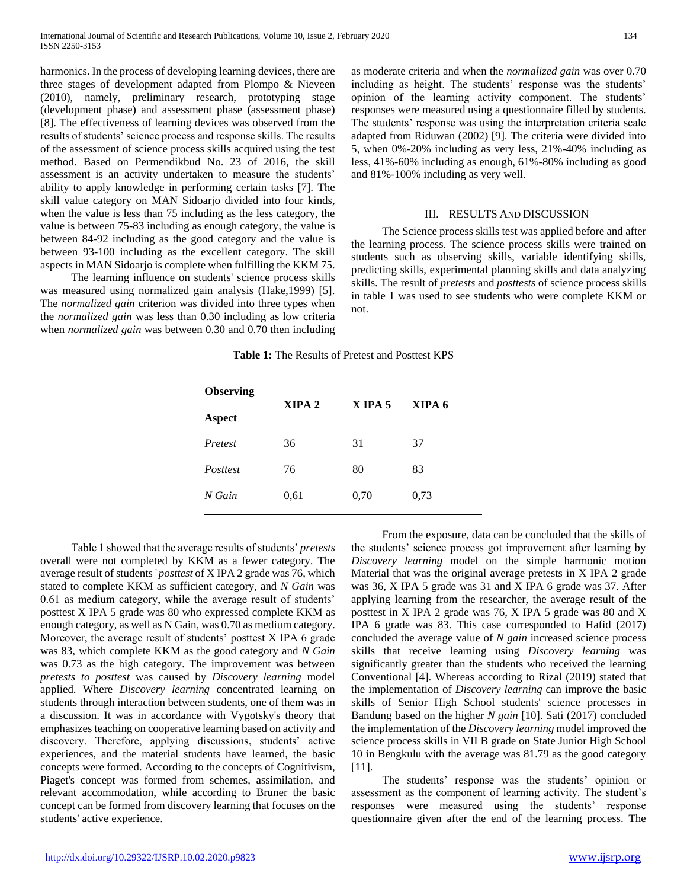harmonics. In the process of developing learning devices, there are three stages of development adapted from Plompo & Nieveen (2010), namely, preliminary research, prototyping stage (development phase) and assessment phase (assessment phase) [8]. The effectiveness of learning devices was observed from the results of students' science process and response skills. The results of the assessment of science process skills acquired using the test method. Based on Permendikbud No. 23 of 2016, the skill assessment is an activity undertaken to measure the students' ability to apply knowledge in performing certain tasks [7]. The skill value category on MAN Sidoarjo divided into four kinds, when the value is less than 75 including as the less category, the value is between 75-83 including as enough category, the value is between 84-92 including as the good category and the value is between 93-100 including as the excellent category. The skill aspects in MAN Sidoarjo is complete when fulfilling the KKM 75.

The learning influence on students' science process skills was measured using normalized gain analysis (Hake,1999) [5]. The *normalized gain* criterion was divided into three types when the *normalized gain* was less than 0.30 including as low criteria when *normalized gain* was between 0.30 and 0.70 then including as moderate criteria and when the *normalized gain* was over 0.70 including as height. The students' response was the students' opinion of the learning activity component. The students' responses were measured using a questionnaire filled by students. The students' response was using the interpretation criteria scale adapted from Riduwan (2002) [9]. The criteria were divided into 5, when 0%-20% including as very less, 21%-40% including as less, 41%-60% including as enough, 61%-80% including as good and 81%-100% including as very well.

## III. Results And Discussion

The Science process skills test was applied before and after the learning process. The science process skills were trained on students such as observing skills, variable identifying skills, predicting skills, experimental planning skills and data analyzing skills. The result of *pretests* and *posttests* of science process skills in table 1 was used to see students who were complete KKM or not.

**Table 1:** The Results of Pretest and Posttest KPS

| Observing Aspect | XIPA 2 | X IPA 5 | XIPA 6 |
|---|---|---|---|
| *Pretest* | 36 | 31 | 37 |
| *Posttest* | 76 | 80 | 83 |
| *N Gain* | 0,61 | 0,70 | 0,73 |

Table 1 showed that the average results of students' *pretests* overall were not completed by KKM as a fewer category. The average result of students*'* *posttest* of X IPA 2 grade was 76, which stated to complete KKM as sufficient category, and *N Gain* was 0.61 as medium category, while the average result of students' posttest X IPA 5 grade was 80 who expressed complete KKM as enough category, as well as N Gain, was 0.70 as medium category. Moreover, the average result of students' posttest X IPA 6 grade was 83, which complete KKM as the good category and *N Gain* was 0.73 as the high category. The improvement was between *pretests to posttest* was caused by *Discovery learning* model applied. Where *Discovery learning* concentrated learning on students through interaction between students, one of them was in a discussion. It was in accordance with Vygotsky's theory that emphasizes teaching on cooperative learning based on activity and discovery. Therefore, applying discussions, students' active experiences, and the material students have learned, the basic concepts were formed. According to the concepts of Cognitivism, Piaget's concept was formed from schemes, assimilation, and relevant accommodation, while according to Bruner the basic concept can be formed from discovery learning that focuses on the students' active experience.

From the exposure, data can be concluded that the skills of the students' science process got improvement after learning by *Discovery learning* model on the simple harmonic motion Material that was the original average pretests in X IPA 2 grade was 36, X IPA 5 grade was 31 and X IPA 6 grade was 37. After applying learning from the researcher, the average result of the posttest in X IPA 2 grade was 76, X IPA 5 grade was 80 and X IPA 6 grade was 83. This case corresponded to Hafid (2017) concluded the average value of *N gain* increased science process skills that receive learning using *Discovery learning* was significantly greater than the students who received the learning Conventional [4]. Whereas according to Rizal (2019) stated that the implementation of *Discovery learning* can improve the basic skills of Senior High School students' science processes in Bandung based on the higher *N gain* [10]. Sati (2017) concluded the implementation of the *Discovery learning* model improved the science process skills in VII B grade on State Junior High School 10 in Bengkulu with the average was 81.79 as the good category [11].

The students' response was the students' opinion or assessment as the component of learning activity. The student's responses were measured using the students' response questionnaire given after the end of the learning process. The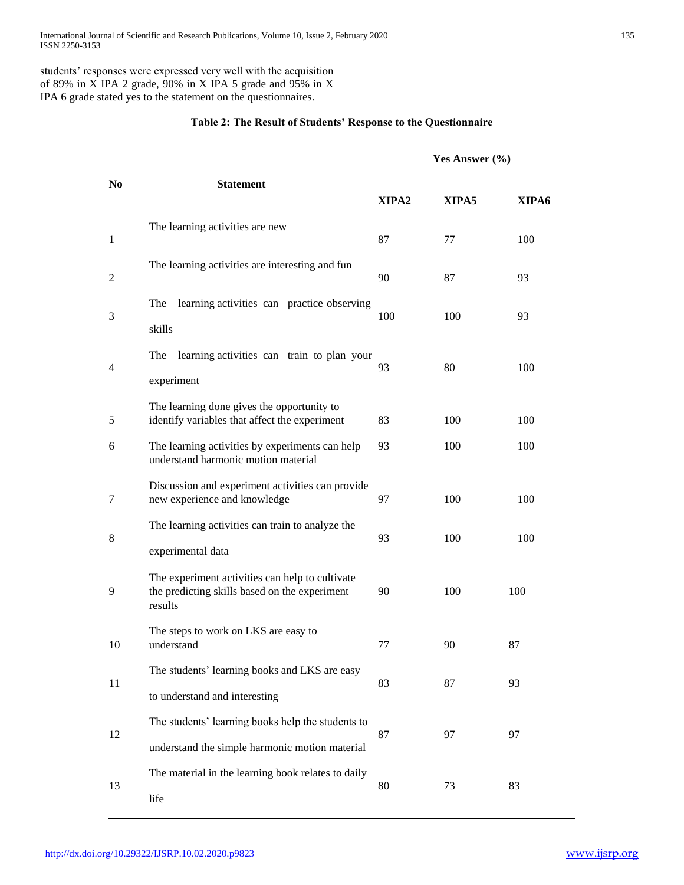students' responses were expressed very well with the acquisition of 89% in X IPA 2 grade, 90% in X IPA 5 grade and 95% in X IPA 6 grade stated yes to the statement on the questionnaires.

**Table 2: The Result of Students' Response to the Questionnaire**

| No | Statement | Yes Answer (%) | | |
|---|---|---|---|---|
| | | XIPA2 | XIPA5 | XIPA6 |
| 1 | The learning activities are new | 87 | 77 | 100 |
| 2 | The learning activities are interesting and fun | 90 | 87 | 93 |
| 3 | The learning activities can practice observing skills | 100 | 100 | 93 |
| 4 | The learning activities can train to plan your experiment | 93 | 80 | 100 |
| 5 | The learning done gives the opportunity to identify variables that affect the experiment | 83 | 100 | 100 |
| 6 | The learning activities by experiments can help understand harmonic motion material | 93 | 100 | 100 |
| 7 | Discussion and experiment activities can provide new experience and knowledge | 97 | 100 | 100 |
| 8 | The learning activities can train to analyze the experimental data | 93 | 100 | 100 |
| 9 | The experiment activities can help to cultivate the predicting skills based on the experiment results | 90 | 100 | 100 |
| 10 | The steps to work on LKS are easy to understand | 77 | 90 | 87 |
| 11 | The students' learning books and LKS are easy to understand and interesting | 83 | 87 | 93 |
| 12 | The students' learning books help the students to understand the simple harmonic motion material | 87 | 97 | 97 |
| 13 | The material in the learning book relates to daily life | 80 | 73 | 83 |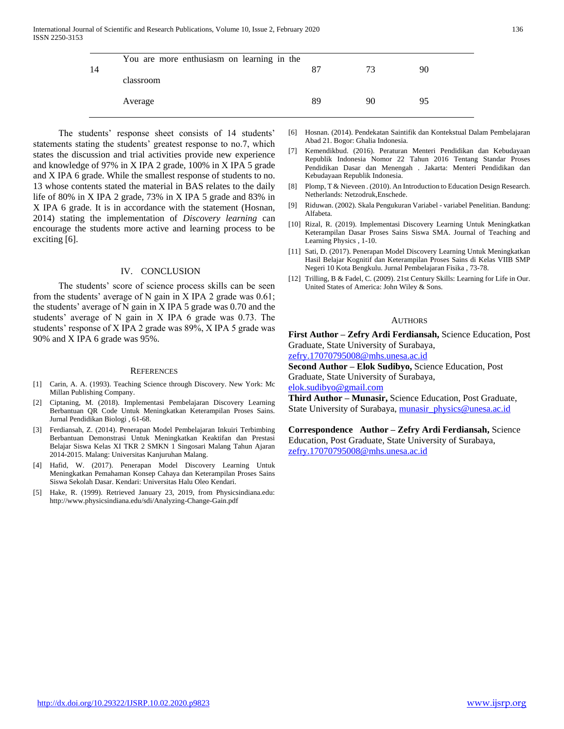| | | | | |
|---|---|---|---|---|
| 14 | You are more enthusiasm on learning in the classroom | 87 | 73 | 90 |
| | Average | 89 | 90 | 95 |

The students' response sheet consists of 14 students' statements stating the students' greatest response to no.7, which states the discussion and trial activities provide new experience and knowledge of 97% in X IPA 2 grade, 100% in X IPA 5 grade and X IPA 6 grade. While the smallest response of students to no. 13 whose contents stated the material in BAS relates to the daily life of 80% in X IPA 2 grade, 73% in X IPA 5 grade and 83% in X IPA 6 grade. It is in accordance with the statement (Hosnan, 2014) stating the implementation of *Discovery learning* can encourage the students more active and learning process to be exciting [6].

## IV. CONCLUSION

The students' score of science process skills can be seen from the students' average of N gain in X IPA 2 grade was 0.61; the students' average of N gain in X IPA 5 grade was 0.70 and the students' average of N gain in X IPA 6 grade was 0.73. The students' response of X IPA 2 grade was 89%, X IPA 5 grade was 90% and X IPA 6 grade was 95%.

## REFERENCES

[1] Carin, A. A. (1993). Teaching Science through Discovery. New York: Mc Millan Publishing Company.

[2] Ciptaning, M. (2018). Implementasi Pembelajaran Discovery Learning Berbantuan QR Code Untuk Meningkatkan Keterampilan Proses Sains. Jurnal Pendidikan Biologi , 61-68.

[3] Ferdiansah, Z. (2014). Penerapan Model Pembelajaran Inkuiri Terbimbing Berbantuan Demonstrasi Untuk Meningkatkan Keaktifan dan Prestasi Belajar Siswa Kelas XI TKR 2 SMKN 1 Singosari Malang Tahun Ajaran 2014-2015. Malang: Universitas Kanjuruhan Malang.

[4] Hafid, W. (2017). Penerapan Model Discovery Learning Untuk Meningkatkan Pemahaman Konsep Cahaya dan Keterampilan Proses Sains Siswa Sekolah Dasar. Kendari: Universitas Halu Oleo Kendari.

[5] Hake, R. (1999). Retrieved January 23, 2019, from Physicsindiana.edu: http://www.physicsindiana.edu/sdi/Analyzing-Change-Gain.pdf

[6] Hosnan. (2014). Pendekatan Saintifik dan Kontekstual Dalam Pembelajaran Abad 21. Bogor: Ghalia Indonesia.

[7] Kemendikbud. (2016). Peraturan Menteri Pendidikan dan Kebudayaan Republik Indonesia Nomor 22 Tahun 2016 Tentang Standar Proses Pendidikan Dasar dan Menengah . Jakarta: Menteri Pendidikan dan Kebudayaan Republik Indonesia.

[8] Plomp, T & Nieveen . (2010). An Introduction to Education Design Research. Netherlands: Netzodruk,Enschede.

[9] Riduwan. (2002). Skala Pengukuran Variabel - variabel Penelitian. Bandung: Alfabeta.

[10] Rizal, R. (2019). Implementasi Discovery Learning Untuk Meningkatkan Keterampilan Dasar Proses Sains Siswa SMA. Journal of Teaching and Learning Physics , 1-10.

[11] Sati, D. (2017). Penerapan Model Discovery Learning Untuk Meningkatkan Hasil Belajar Kognitif dan Keterampilan Proses Sains di Kelas VIIB SMP Negeri 10 Kota Bengkulu. Jurnal Pembelajaran Fisika , 73-78.

[12] Trilling, B & Fadel, C. (2009). 21st Century Skills: Learning for Life in Our. United States of America: John Wiley & Sons.

## AUTHORS

**First Author – Zefry Ardi Ferdiansah,** Science Education, Post Graduate, State University of Surabaya, zefry.17070795008@mhs.unesa.ac.id

**Second Author – Elok Sudibyo,** Science Education, Post Graduate, State University of Surabaya, elok.sudibyo@gmail.com

**Third Author – Munasir,** Science Education, Post Graduate, State University of Surabaya, munasir_physics@unesa.ac.id

**Correspondence Author – Zefry Ardi Ferdiansah,** Science Education, Post Graduate, State University of Surabaya, zefry.17070795008@mhs.unesa.ac.id